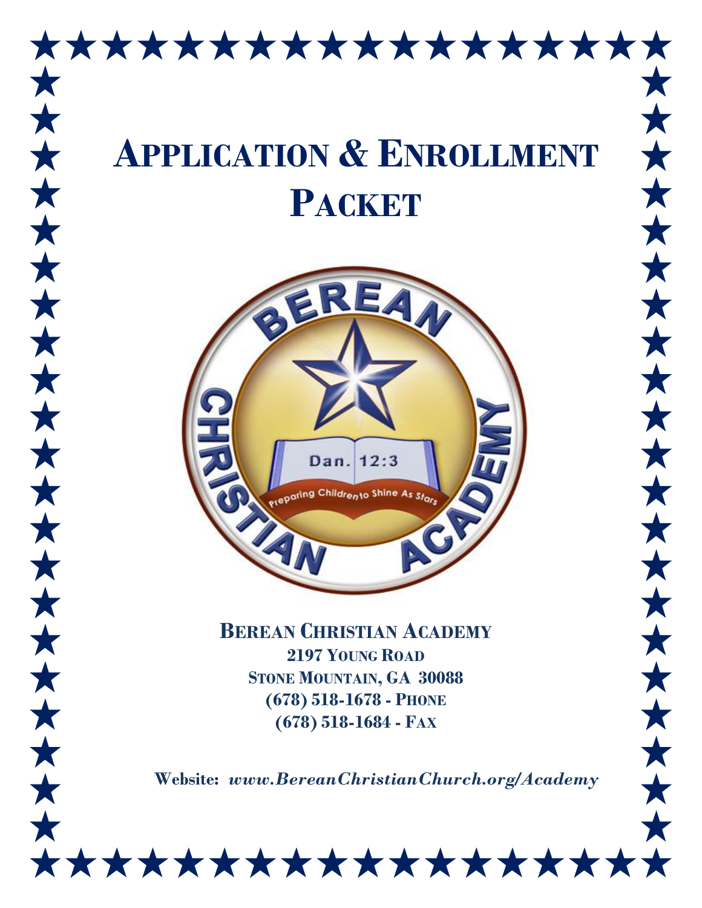# Application & Enrollment Packet

**Berean Christian Academy**
**2197 Young Road**
**Stone Mountain, GA 30088**
**(678) 518-1678 - Phone**
**(678) 518-1684 - Fax**

**Website:** ***www.BereanChristianChurch.org/Academy***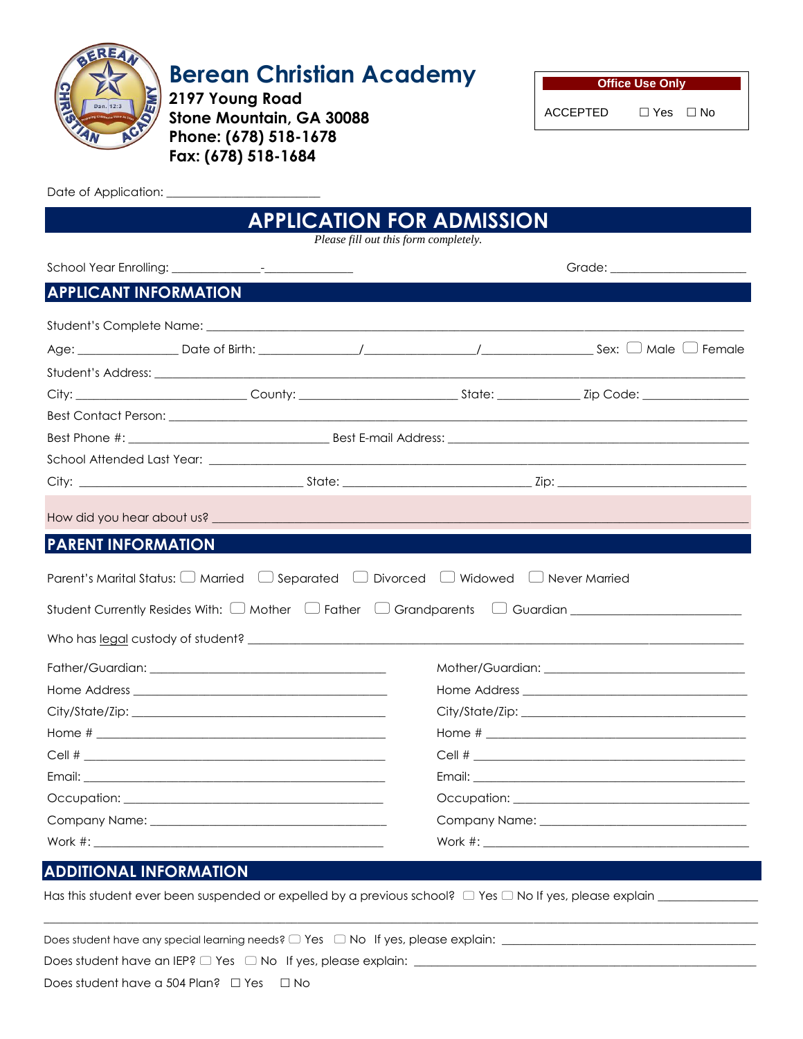# Berean Christian Academy

**2197 Young Road**
**Stone Mountain, GA 30088**
**Phone: (678) 518-1678**
**Fax: (678) 518-1684**

| Office Use Only |
|---|
| ACCEPTED ☐ Yes ☐ No |

Date of Application: ______________________

## APPLICATION FOR ADMISSION

*Please fill out this form completely.*

School Year Enrolling: _____________-_____________ Grade: ____________________

## APPLICANT INFORMATION

Student's Complete Name: ____________________________________________________________

Age: _____________ Date of Birth: ______________/________________/________________ Sex: ☐ Male ☐ Female

Student's Address: ____________________________________________________________

City: ________________________ County: ______________________ State: ____________ Zip Code: _______________

Best Contact Person: ____________________________________________________________

Best Phone #: _____________________________ Best E-mail Address: ________________________________________

School Attended Last Year: ____________________________________________________________

City: ______________________________ State: __________________________ Zip: __________________________

How did you hear about us? ____________________________________________________________

## PARENT INFORMATION

Parent's Marital Status: ☐ Married ☐ Separated ☐ Divorced ☐ Widowed ☐ Never Married

Student Currently Resides With: ☐ Mother ☐ Father ☐ Grandparents ☐ Guardian ________________________

Who has legal custody of student? ____________________________________________________________

Father/Guardian: ________________________________

Home Address ________________________________

City/State/Zip: ________________________________

Home # ________________________________

Cell # ________________________________

Email: ________________________________

Occupation: ________________________________

Company Name: ________________________________

Work #: ________________________________

Mother/Guardian: ________________________________

Home Address ________________________________

City/State/Zip: ________________________________

Home # ________________________________

Cell # ________________________________

Email: ________________________________

Occupation: ________________________________

Company Name: ________________________________

Work #: ________________________________

## ADDITIONAL INFORMATION

Has this student ever been suspended or expelled by a previous school? ☐ Yes ☐ No If yes, please explain _______________

____________________________________________________________________________________________

Does student have any special learning needs? ☐ Yes ☐ No If yes, please explain: ______________________________________

Does student have an IEP? ☐ Yes ☐ No If yes, please explain: ______________________________________________

Does student have a 504 Plan? ☐ Yes ☐ No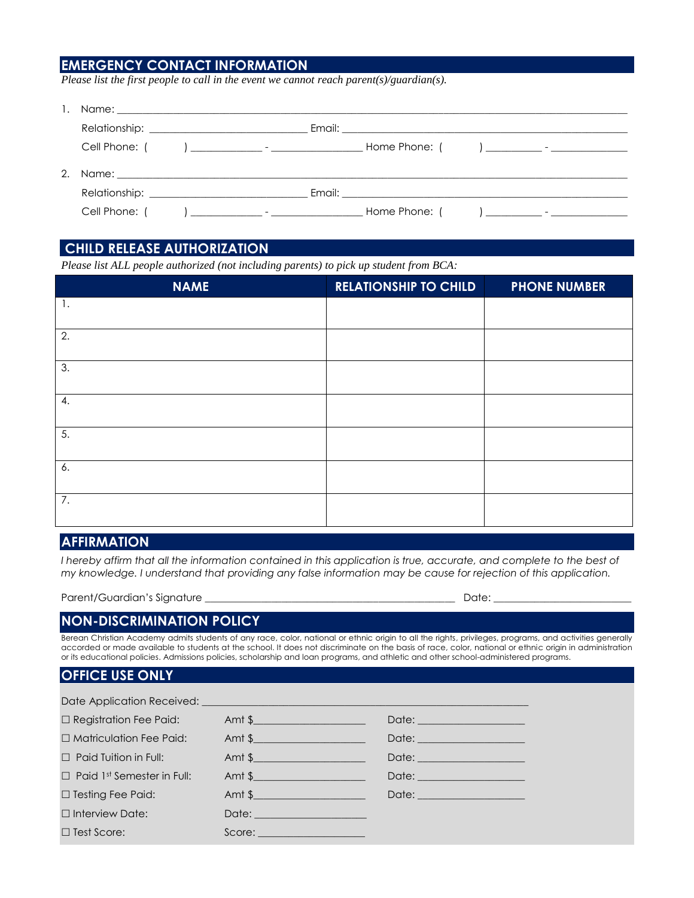## EMERGENCY CONTACT INFORMATION

*Please list the first people to call in the event we cannot reach parent(s)/guardian(s).*

1. Name: ____________________________________________________________

   Relationship: ______________________ Email: ______________________________________

   Cell Phone: (     ) __________ - ____________ Home Phone: (     ) ________ - ___________

2. Name: ____________________________________________________________

   Relationship: ______________________ Email: ______________________________________

   Cell Phone: (     ) __________ - ____________ Home Phone: (     ) ________ - ___________

## CHILD RELEASE AUTHORIZATION

*Please list ALL people authorized (not including parents) to pick up student from BCA:*

| NAME | RELATIONSHIP TO CHILD | PHONE NUMBER |
|---|---|---|
| 1. | | |
| 2. | | |
| 3. | | |
| 4. | | |
| 5. | | |
| 6. | | |
| 7. | | |

## AFFIRMATION

*I hereby affirm that all the information contained in this application is true, accurate, and complete to the best of my knowledge. I understand that providing any false information may be cause for rejection of this application.*

Parent/Guardian's Signature ________________________________________ Date: ____________________

## NON-DISCRIMINATION POLICY

Berean Christian Academy admits students of any race, color, national or ethnic origin to all the rights, privileges, programs, and activities generally accorded or made available to students at the school. It does not discriminate on the basis of race, color, national or ethnic origin in administration or its educational policies. Admissions policies, scholarship and loan programs, and athletic and other school-administered programs.

## OFFICE USE ONLY

Date Application Received: ____________________________________________________

☐ Registration Fee Paid: Amt $________________ Date: ________________

☐ Matriculation Fee Paid: Amt $________________ Date: ________________

☐ Paid Tuition in Full: Amt $________________ Date: ________________

☐ Paid 1st Semester in Full: Amt $________________ Date: ________________

☐ Testing Fee Paid: Amt $________________ Date: ________________

☐ Interview Date: Date: ________________

☐ Test Score: Score: ________________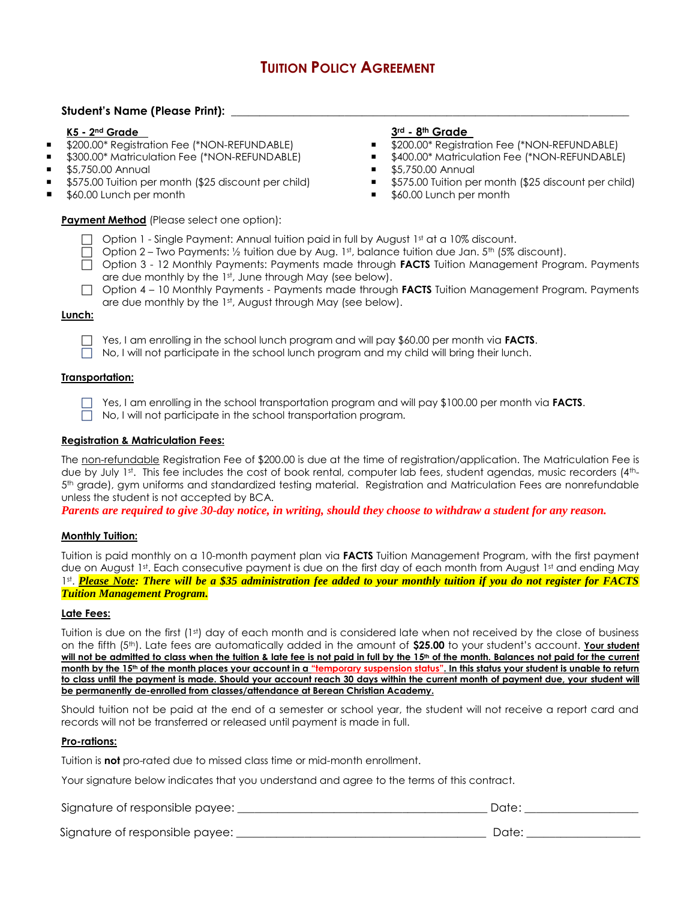# TUITION POLICY AGREEMENT

**Student's Name (Please Print):** ___________________________________________________________________

**K5 - 2nd Grade**

- $200.00* Registration Fee (*NON-REFUNDABLE)
- $300.00* Matriculation Fee (*NON-REFUNDABLE)
- $5,750.00 Annual
- $575.00 Tuition per month ($25 discount per child)
- $60.00 Lunch per month

**3rd - 8th Grade**

- $200.00* Registration Fee (*NON-REFUNDABLE)
- $400.00* Matriculation Fee (*NON-REFUNDABLE)
- $5,750.00 Annual
- $575.00 Tuition per month ($25 discount per child)
- $60.00 Lunch per month

**Payment Method** (Please select one option):

- ☐ Option 1 - Single Payment: Annual tuition paid in full by August 1st at a 10% discount.
- ☐ Option 2 – Two Payments: ½ tuition due by Aug. 1st, balance tuition due Jan. 5th (5% discount).
- ☐ Option 3 - 12 Monthly Payments: Payments made through **FACTS** Tuition Management Program. Payments are due monthly by the 1st, June through May (see below).
- ☐ Option 4 – 10 Monthly Payments - Payments made through **FACTS** Tuition Management Program. Payments are due monthly by the 1st, August through May (see below).

**Lunch:**

- ☐ Yes, I am enrolling in the school lunch program and will pay $60.00 per month via **FACTS**.
- ☐ No, I will not participate in the school lunch program and my child will bring their lunch.

**Transportation:**

- ☐ Yes, I am enrolling in the school transportation program and will pay $100.00 per month via **FACTS**.
- ☐ No, I will not participate in the school transportation program.

**Registration & Matriculation Fees:**

The non-refundable Registration Fee of $200.00 is due at the time of registration/application. The Matriculation Fee is due by July 1st. This fee includes the cost of book rental, computer lab fees, student agendas, music recorders (4th-5th grade), gym uniforms and standardized testing material. Registration and Matriculation Fees are nonrefundable unless the student is not accepted by BCA.

***Parents are required to give 30-day notice, in writing, should they choose to withdraw a student for any reason.***

**Monthly Tuition:**

Tuition is paid monthly on a 10-month payment plan via **FACTS** Tuition Management Program, with the first payment due on August 1st. Each consecutive payment is due on the first day of each month from August 1st and ending May 1st. ***Please Note: There will be a $35 administration fee added to your monthly tuition if you do not register for FACTS Tuition Management Program.***

**Late Fees:**

Tuition is due on the first (1st) day of each month and is considered late when not received by the close of business on the fifth (5th). Late fees are automatically added in the amount of **$25.00** to your student's account. **Your student will not be admitted to class when the tuition & late fee is not paid in full by the 15th of the month. Balances not paid for the current month by the 15th of the month places your account in a "temporary suspension status". In this status your student is unable to return to class until the payment is made. Should your account reach 30 days within the current month of payment due, your student will be permanently de-enrolled from classes/attendance at Berean Christian Academy.**

Should tuition not be paid at the end of a semester or school year, the student will not receive a report card and records will not be transferred or released until payment is made in full.

**Pro-rations:**

Tuition is **not** pro-rated due to missed class time or mid-month enrollment.

Your signature below indicates that you understand and agree to the terms of this contract.

Signature of responsible payee: ________________________________________ Date: __________________

Signature of responsible payee: ________________________________________ Date: __________________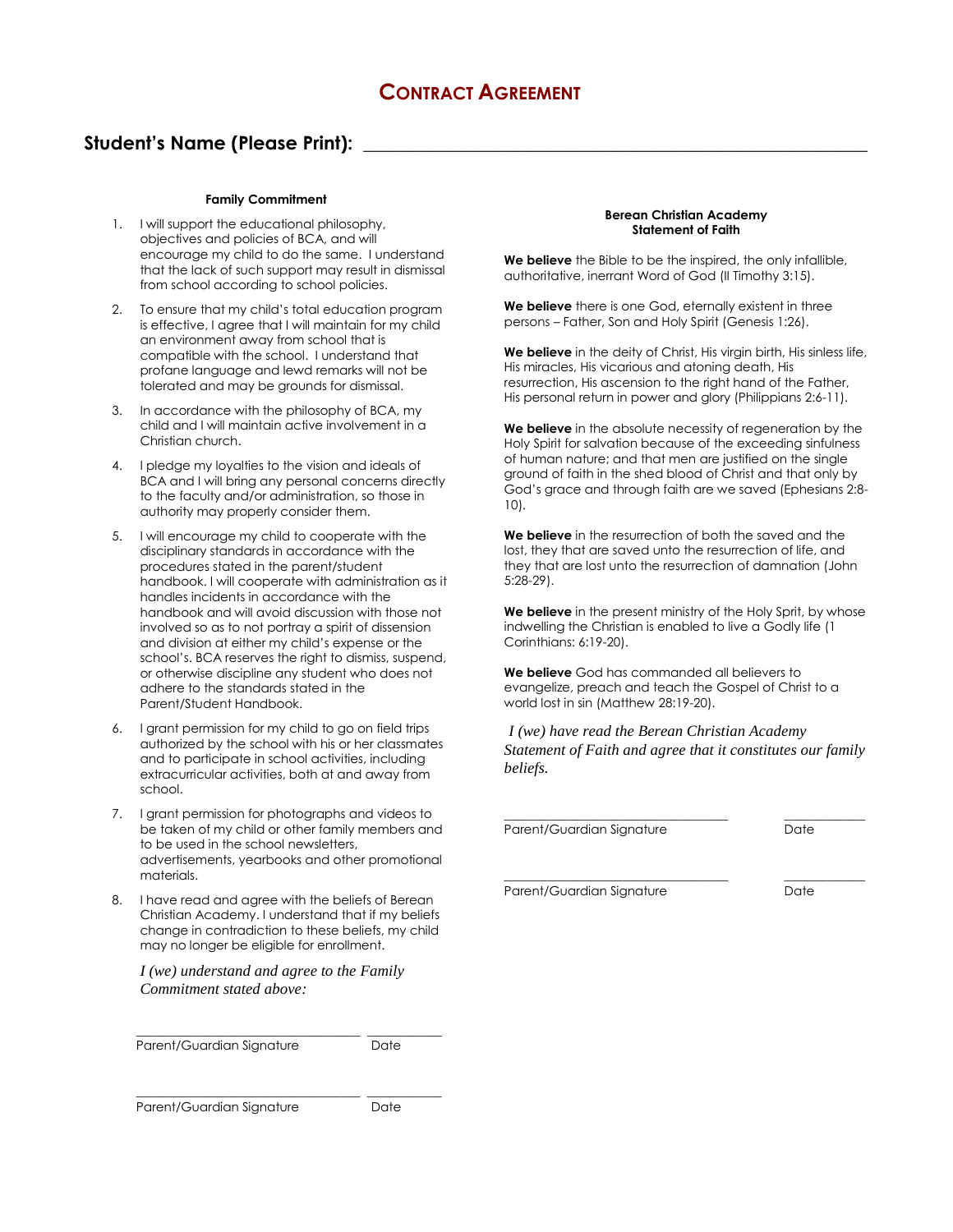# Contract Agreement

**Student's Name (Please Print):** ___________________________________________

### Family Commitment

1. I will support the educational philosophy, objectives and policies of BCA, and will encourage my child to do the same. I understand that the lack of such support may result in dismissal from school according to school policies.
2. To ensure that my child's total education program is effective, I agree that I will maintain for my child an environment away from school that is compatible with the school. I understand that profane language and lewd remarks will not be tolerated and may be grounds for dismissal.
3. In accordance with the philosophy of BCA, my child and I will maintain active involvement in a Christian church.
4. I pledge my loyalties to the vision and ideals of BCA and I will bring any personal concerns directly to the faculty and/or administration, so those in authority may properly consider them.
5. I will encourage my child to cooperate with the disciplinary standards in accordance with the procedures stated in the parent/student handbook. I will cooperate with administration as it handles incidents in accordance with the handbook and will avoid discussion with those not involved so as to not portray a spirit of dissension and division at either my child's expense or the school's. BCA reserves the right to dismiss, suspend, or otherwise discipline any student who does not adhere to the standards stated in the Parent/Student Handbook.
6. I grant permission for my child to go on field trips authorized by the school with his or her classmates and to participate in school activities, including extracurricular activities, both at and away from school.
7. I grant permission for photographs and videos to be taken of my child or other family members and to be used in the school newsletters, advertisements, yearbooks and other promotional materials.
8. I have read and agree with the beliefs of Berean Christian Academy. I understand that if my beliefs change in contradiction to these beliefs, my child may no longer be eligible for enrollment.

*I (we) understand and agree to the Family Commitment stated above:*

______________________________ __________
Parent/Guardian Signature Date

______________________________ __________
Parent/Guardian Signature Date

### Berean Christian Academy Statement of Faith

**We believe** the Bible to be the inspired, the only infallible, authoritative, inerrant Word of God (II Timothy 3:15).

**We believe** there is one God, eternally existent in three persons – Father, Son and Holy Spirit (Genesis 1:26).

**We believe** in the deity of Christ, His virgin birth, His sinless life, His miracles, His vicarious and atoning death, His resurrection, His ascension to the right hand of the Father, His personal return in power and glory (Philippians 2:6-11).

**We believe** in the absolute necessity of regeneration by the Holy Spirit for salvation because of the exceeding sinfulness of human nature; and that men are justified on the single ground of faith in the shed blood of Christ and that only by God's grace and through faith are we saved (Ephesians 2:8-10).

**We believe** in the resurrection of both the saved and the lost, they that are saved unto the resurrection of life, and they that are lost unto the resurrection of damnation (John 5:28-29).

**We believe** in the present ministry of the Holy Sprit, by whose indwelling the Christian is enabled to live a Godly life (1 Corinthians: 6:19-20).

**We believe** God has commanded all believers to evangelize, preach and teach the Gospel of Christ to a world lost in sin (Matthew 28:19-20).

*I (we) have read the Berean Christian Academy Statement of Faith and agree that it constitutes our family beliefs.*

______________________________ __________
Parent/Guardian Signature Date

______________________________ __________
Parent/Guardian Signature Date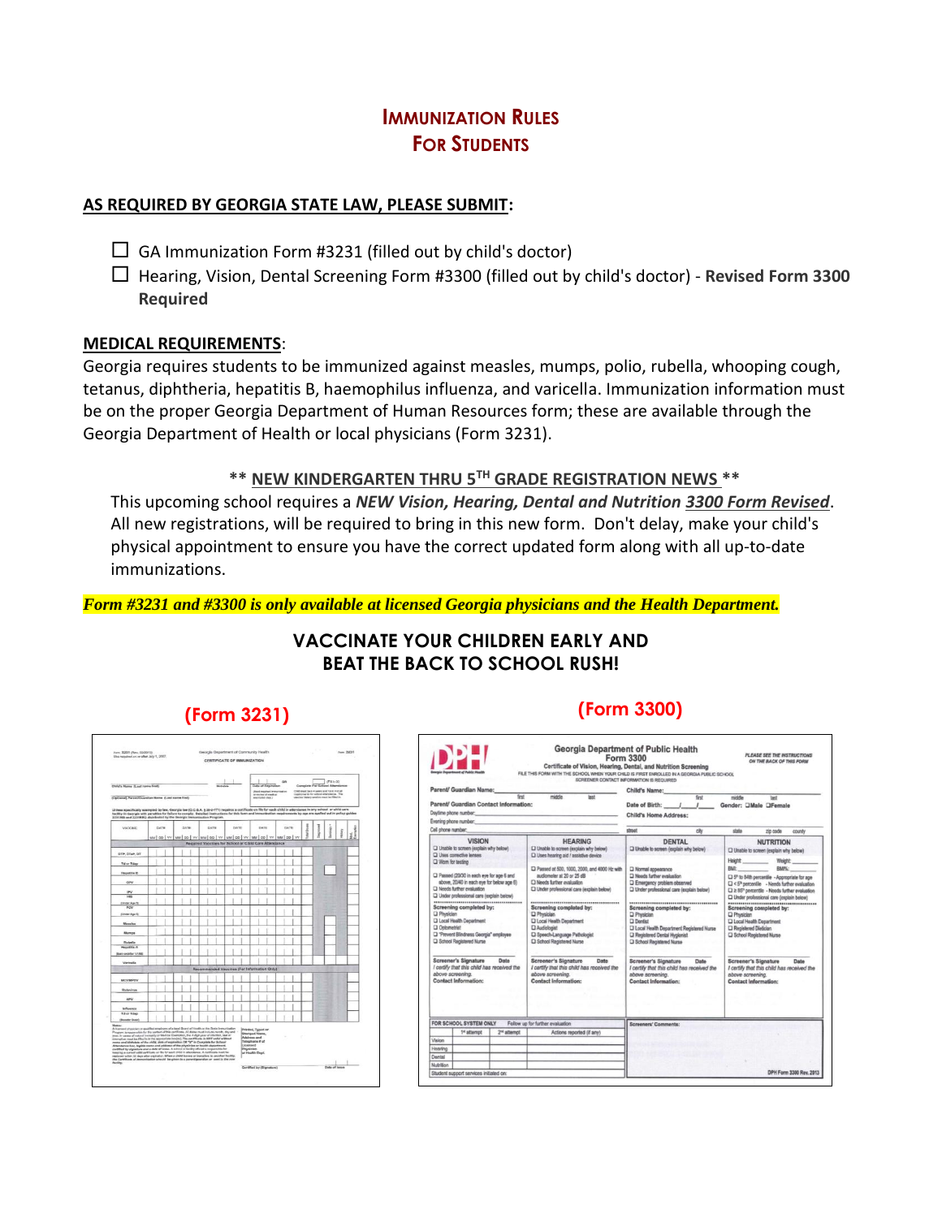# Immunization Rules
# For Students

**AS REQUIRED BY GEORGIA STATE LAW, PLEASE SUBMIT:**

- ☐ GA Immunization Form #3231 (filled out by child's doctor)
- ☐ Hearing, Vision, Dental Screening Form #3300 (filled out by child's doctor) - **Revised Form 3300 Required**

**MEDICAL REQUIREMENTS**:

Georgia requires students to be immunized against measles, mumps, polio, rubella, whooping cough, tetanus, diphtheria, hepatitis B, haemophilus influenza, and varicella. Immunization information must be on the proper Georgia Department of Human Resources form; these are available through the Georgia Department of Health or local physicians (Form 3231).

**\*\* NEW KINDERGARTEN THRU 5TH GRADE REGISTRATION NEWS \*\***

This upcoming school requires a ***NEW Vision, Hearing, Dental and Nutrition 3300 Form Revised***. All new registrations, will be required to bring in this new form. Don't delay, make your child's physical appointment to ensure you have the correct updated form along with all up-to-date immunizations.

***Form #3231 and #3300 is only available at licensed Georgia physicians and the Health Department.***

**VACCINATE YOUR CHILDREN EARLY AND BEAT THE BACK TO SCHOOL RUSH!**

(Form 3231)

(Form 3300)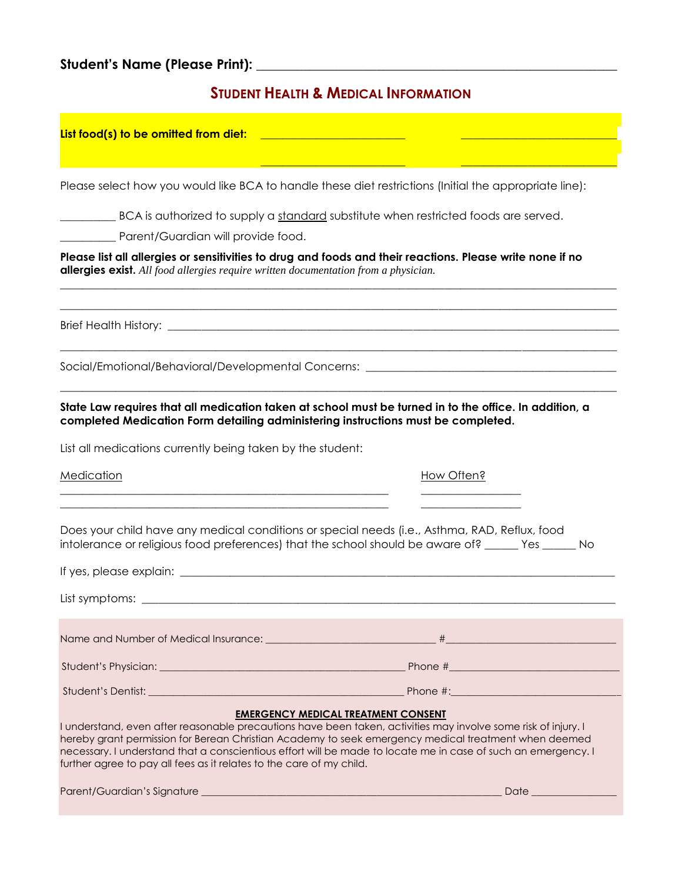**Student's Name (Please Print):** ______________________________________________

## STUDENT HEALTH & MEDICAL INFORMATION

**List food(s) to be omitted from diet:** ______________________ ______________________

______________________ ______________________

Please select how you would like BCA to handle these diet restrictions (Initial the appropriate line):

__________ BCA is authorized to supply a standard substitute when restricted foods are served.

__________ Parent/Guardian will provide food.

**Please list all allergies or sensitivities to drug and foods and their reactions. Please write none if no allergies exist.** *All food allergies require written documentation from a physician.*

__________________________________________________________________________________

__________________________________________________________________________________

Brief Health History: _______________________________________________________________

__________________________________________________________________________________

Social/Emotional/Behavioral/Developmental Concerns: ______________________________________

__________________________________________________________________________________

**State Law requires that all medication taken at school must be turned in to the office. In addition, a completed Medication Form detailing administering instructions must be completed.**

List all medications currently being taken by the student:

| Medication | How Often? |
| --- | --- |
| ______________________________________ | _______________ |
| ______________________________________ | _______________ |

Does your child have any medical conditions or special needs (i.e., Asthma, RAD, Reflux, food intolerance or religious food preferences) that the school should be aware of? ______ Yes ______ No

If yes, please explain: ______________________________________________________________

List symptoms: ____________________________________________________________________

Name and Number of Medical Insurance: ___________________________ #___________________________

Student's Physician: _________________________________________ Phone #___________________________

Student's Dentist: ___________________________________________ Phone #:___________________________

**EMERGENCY MEDICAL TREATMENT CONSENT**

I understand, even after reasonable precautions have been taken, activities may involve some risk of injury. I hereby grant permission for Berean Christian Academy to seek emergency medical treatment when deemed necessary. I understand that a conscientious effort will be made to locate me in case of such an emergency. I further agree to pay all fees as it relates to the care of my child.

Parent/Guardian's Signature _____________________________________________ Date _______________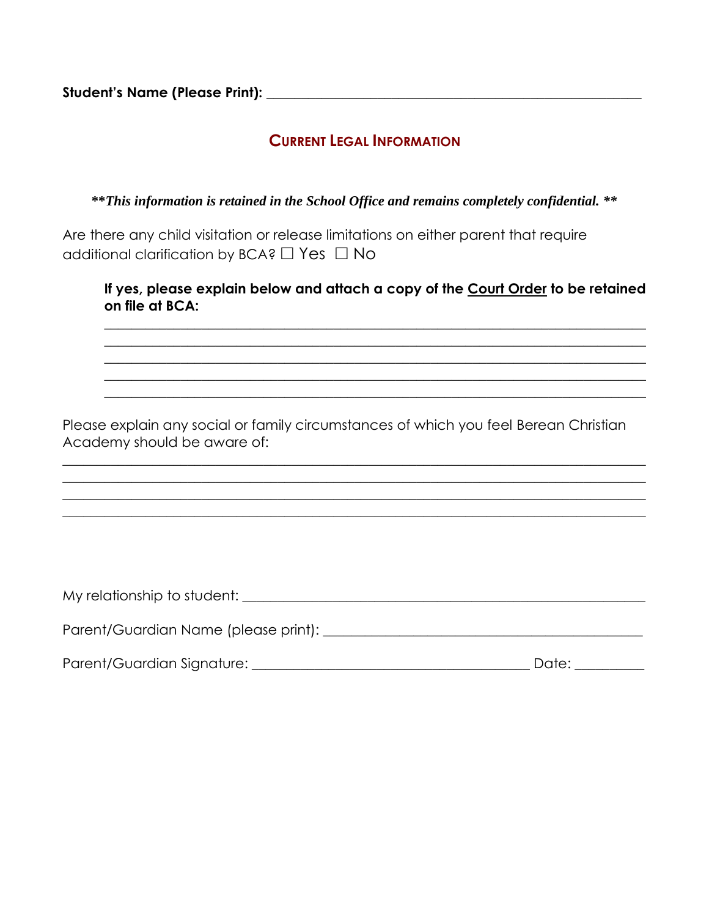**Student's Name (Please Print):** ______________________________________________

## CURRENT LEGAL INFORMATION

***\*\*This information is retained in the School Office and remains completely confidential. \*\****

Are there any child visitation or release limitations on either parent that require additional clarification by BCA? ☐ Yes ☐ No

**If yes, please explain below and attach a copy of the <u>Court Order</u> to be retained on file at BCA:**

______________________________________________________________________________

______________________________________________________________________________

______________________________________________________________________________

______________________________________________________________________________

______________________________________________________________________________

Please explain any social or family circumstances of which you feel Berean Christian Academy should be aware of:

______________________________________________________________________________

______________________________________________________________________________

______________________________________________________________________________

______________________________________________________________________________

My relationship to student: ______________________________________________

Parent/Guardian Name (please print): ______________________________________

Parent/Guardian Signature: ________________________________ Date: __________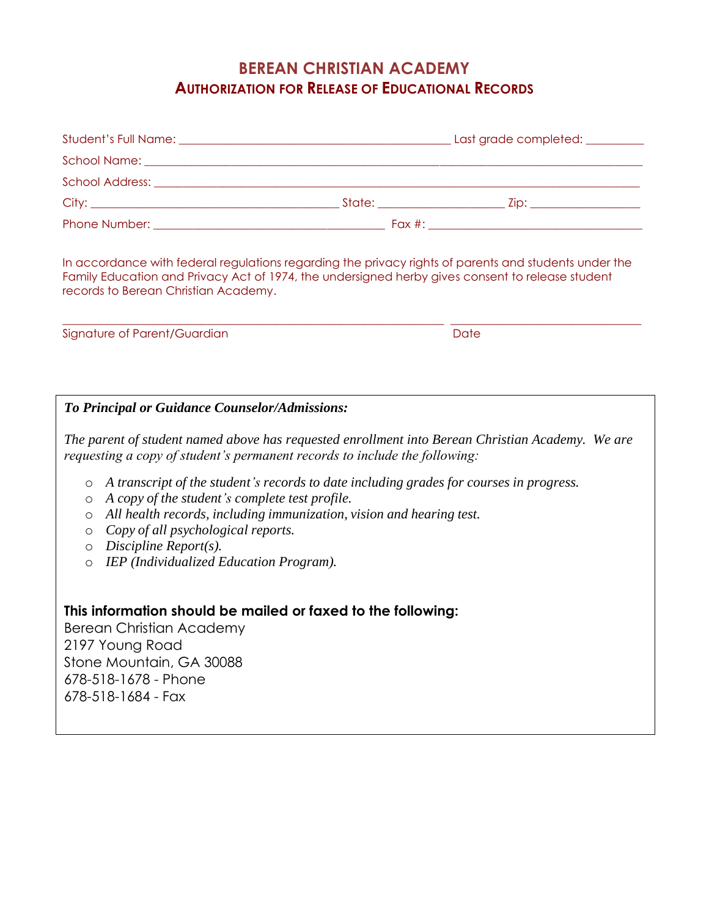# BEREAN CHRISTIAN ACADEMY

## AUTHORIZATION FOR RELEASE OF EDUCATIONAL RECORDS

Student's Full Name: _____________________________________________ Last grade completed: __________

School Name: _____________________________________________________________________________________

School Address: __________________________________________________________________________________

City: __________________________________________ State: _____________________ Zip: __________________

Phone Number: _______________________________________ Fax #: ____________________________________

In accordance with federal regulations regarding the privacy rights of parents and students under the Family Education and Privacy Act of 1974, the undersigned herby gives consent to release student records to Berean Christian Academy.

_________________________________________________________________ ________________________________

Signature of Parent/Guardian Date

***To Principal or Guidance Counselor/Admissions:***

*The parent of student named above has requested enrollment into Berean Christian Academy. We are requesting a copy of student's permanent records to include the following:*

- *A transcript of the student's records to date including grades for courses in progress.*
- *A copy of the student's complete test profile.*
- *All health records, including immunization, vision and hearing test.*
- *Copy of all psychological reports.*
- *Discipline Report(s).*
- *IEP (Individualized Education Program).*

**This information should be mailed or faxed to the following:**

Berean Christian Academy
2197 Young Road
Stone Mountain, GA 30088
678-518-1678 - Phone
678-518-1684 - Fax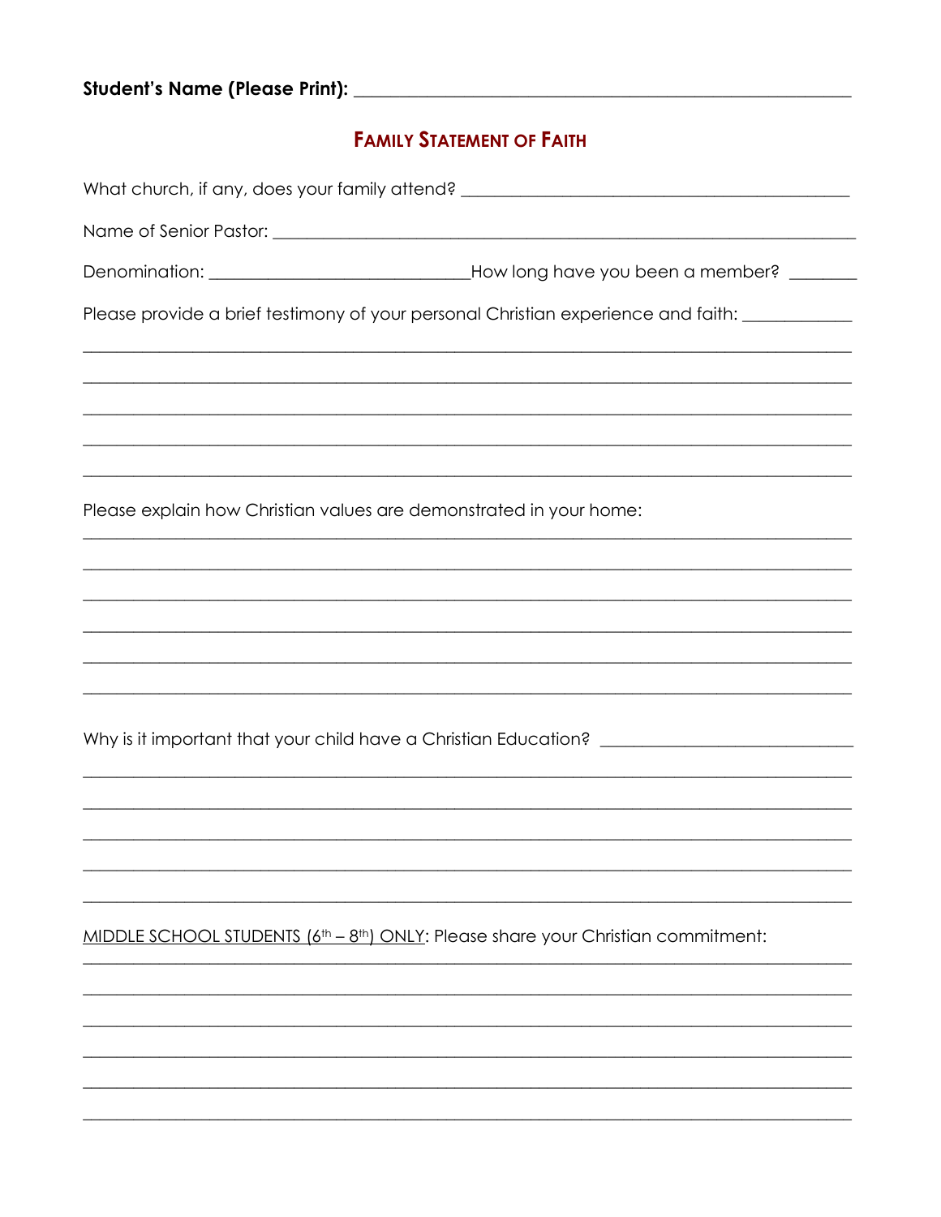**Student's Name (Please Print):** ____________________________________________

## FAMILY STATEMENT OF FAITH

What church, if any, does your family attend? ________________________________________

Name of Senior Pastor: ____________________________________________________________

Denomination: ___________________________How long have you been a member? _______

Please provide a brief testimony of your personal Christian experience and faith: ___________

______________________________________________________________________________

______________________________________________________________________________

______________________________________________________________________________

______________________________________________________________________________

______________________________________________________________________________

Please explain how Christian values are demonstrated in your home:

______________________________________________________________________________

______________________________________________________________________________

______________________________________________________________________________

______________________________________________________________________________

______________________________________________________________________________

______________________________________________________________________________

Why is it important that your child have a Christian Education? __________________________

______________________________________________________________________________

______________________________________________________________________________

______________________________________________________________________________

______________________________________________________________________________

______________________________________________________________________________

<u>MIDDLE SCHOOL STUDENTS (6th – 8th) ONLY</u>: Please share your Christian commitment:

______________________________________________________________________________

______________________________________________________________________________

______________________________________________________________________________

______________________________________________________________________________

______________________________________________________________________________

______________________________________________________________________________